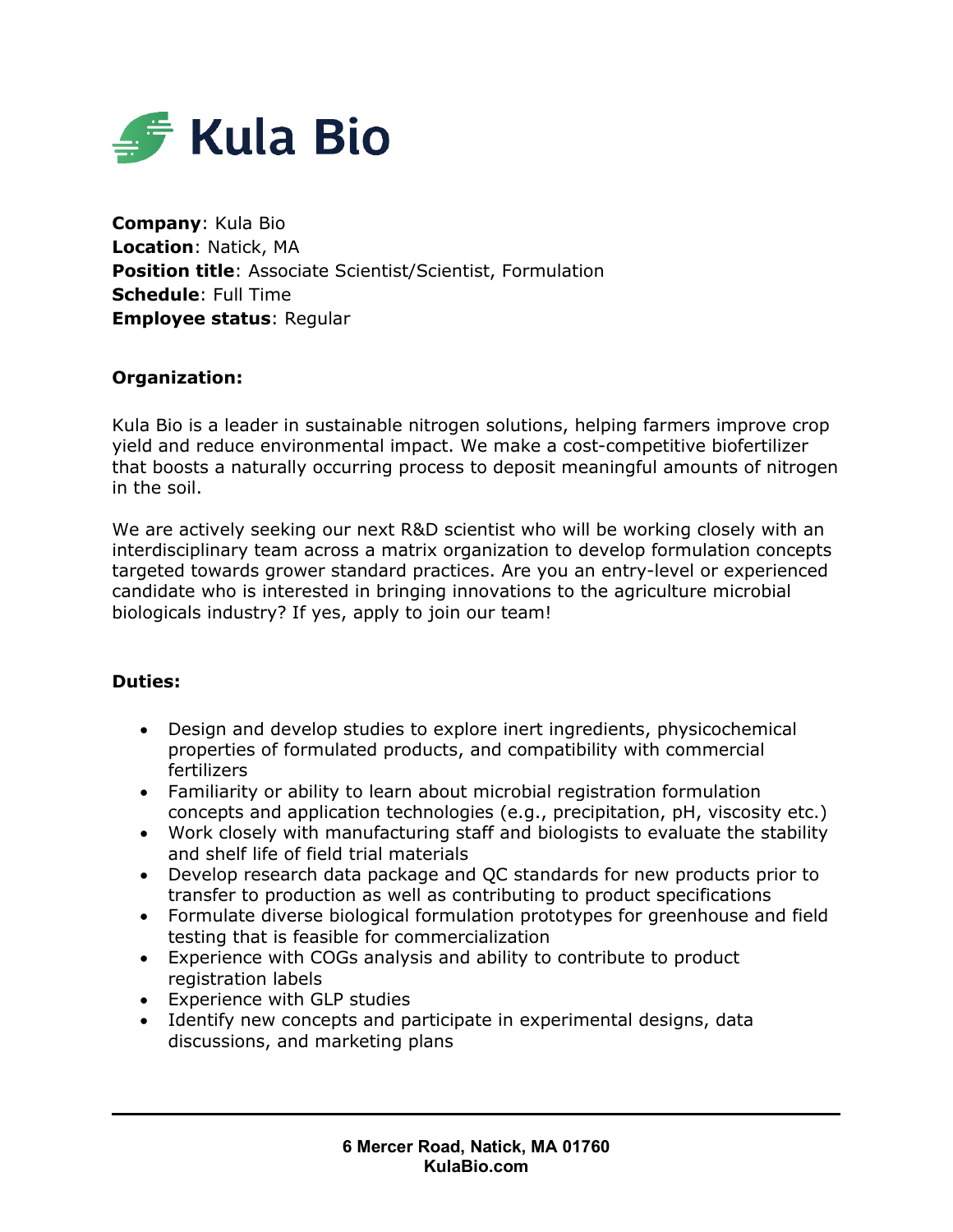# Kula Bio

**Company**: Kula Bio
**Location**: Natick, MA
**Position title**: Associate Scientist/Scientist, Formulation
**Schedule**: Full Time
**Employee status**: Regular

**Organization:**

Kula Bio is a leader in sustainable nitrogen solutions, helping farmers improve crop yield and reduce environmental impact. We make a cost-competitive biofertilizer that boosts a naturally occurring process to deposit meaningful amounts of nitrogen in the soil.

We are actively seeking our next R&D scientist who will be working closely with an interdisciplinary team across a matrix organization to develop formulation concepts targeted towards grower standard practices. Are you an entry-level or experienced candidate who is interested in bringing innovations to the agriculture microbial biologicals industry? If yes, apply to join our team!

**Duties:**

- Design and develop studies to explore inert ingredients, physicochemical properties of formulated products, and compatibility with commercial fertilizers
- Familiarity or ability to learn about microbial registration formulation concepts and application technologies (e.g., precipitation, pH, viscosity etc.)
- Work closely with manufacturing staff and biologists to evaluate the stability and shelf life of field trial materials
- Develop research data package and QC standards for new products prior to transfer to production as well as contributing to product specifications
- Formulate diverse biological formulation prototypes for greenhouse and field testing that is feasible for commercialization
- Experience with COGs analysis and ability to contribute to product registration labels
- Experience with GLP studies
- Identify new concepts and participate in experimental designs, data discussions, and marketing plans

**6 Mercer Road, Natick, MA 01760**
**KulaBio.com**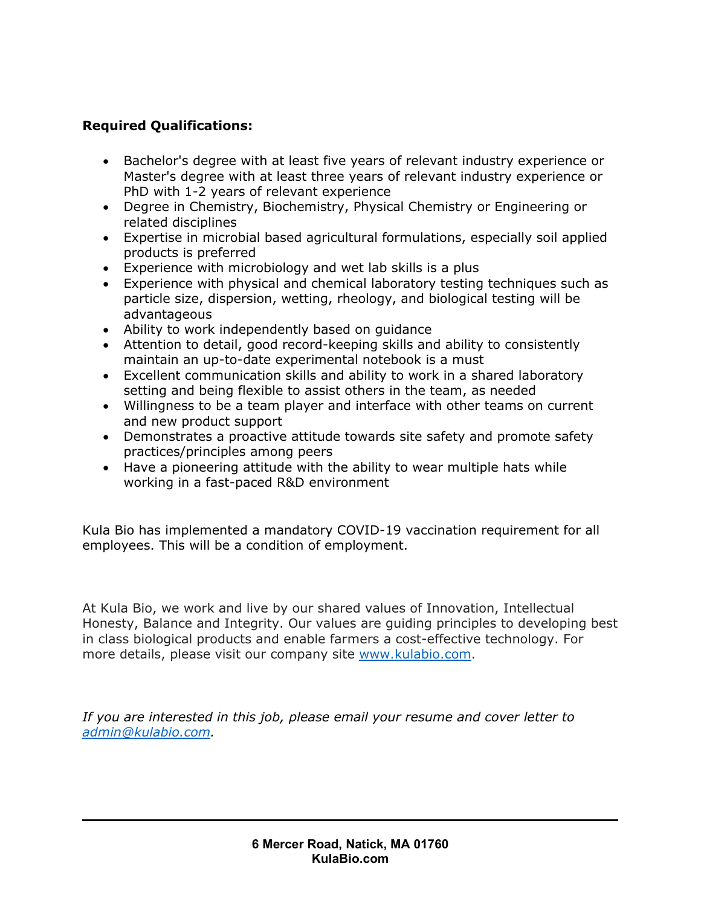**Required Qualifications:**

- Bachelor's degree with at least five years of relevant industry experience or Master's degree with at least three years of relevant industry experience or PhD with 1-2 years of relevant experience
- Degree in Chemistry, Biochemistry, Physical Chemistry or Engineering or related disciplines
- Expertise in microbial based agricultural formulations, especially soil applied products is preferred
- Experience with microbiology and wet lab skills is a plus
- Experience with physical and chemical laboratory testing techniques such as particle size, dispersion, wetting, rheology, and biological testing will be advantageous
- Ability to work independently based on guidance
- Attention to detail, good record-keeping skills and ability to consistently maintain an up-to-date experimental notebook is a must
- Excellent communication skills and ability to work in a shared laboratory setting and being flexible to assist others in the team, as needed
- Willingness to be a team player and interface with other teams on current and new product support
- Demonstrates a proactive attitude towards site safety and promote safety practices/principles among peers
- Have a pioneering attitude with the ability to wear multiple hats while working in a fast-paced R&D environment

Kula Bio has implemented a mandatory COVID-19 vaccination requirement for all employees. This will be a condition of employment.

At Kula Bio, we work and live by our shared values of Innovation, Intellectual Honesty, Balance and Integrity. Our values are guiding principles to developing best in class biological products and enable farmers a cost-effective technology. For more details, please visit our company site [www.kulabio.com](http://www.kulabio.com).

*If you are interested in this job, please email your resume and cover letter to [admin@kulabio.com](mailto:admin@kulabio.com).*

**6 Mercer Road, Natick, MA 01760**
**KulaBio.com**